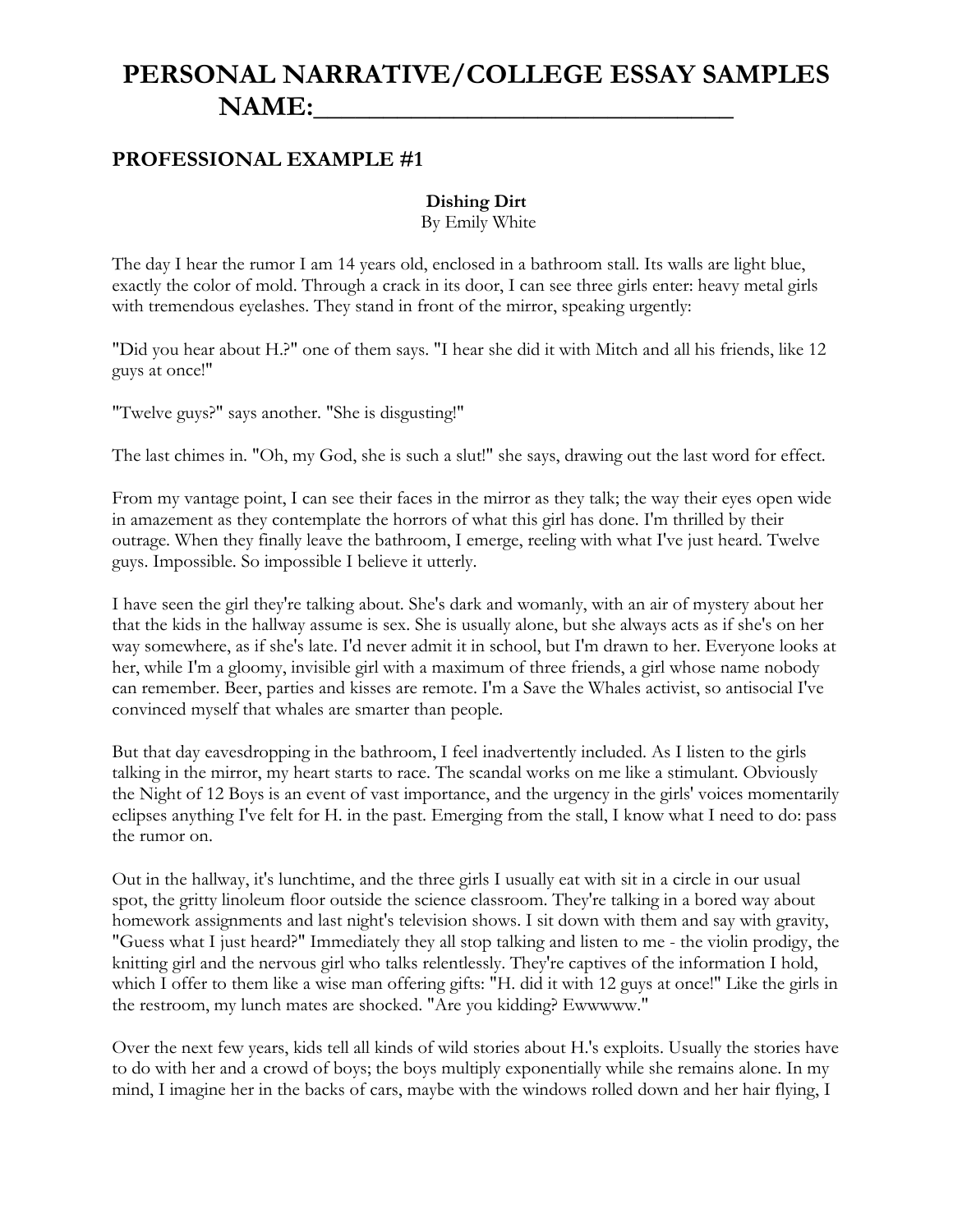# PERSONAL NARRATIVE/COLLEGE ESSAY SAMPLES
# NAME:_______________________________

## PROFESSIONAL EXAMPLE #1

**Dishing Dirt**
By Emily White

The day I hear the rumor I am 14 years old, enclosed in a bathroom stall. Its walls are light blue, exactly the color of mold. Through a crack in its door, I can see three girls enter: heavy metal girls with tremendous eyelashes. They stand in front of the mirror, speaking urgently:

"Did you hear about H.?" one of them says. "I hear she did it with Mitch and all his friends, like 12 guys at once!"

"Twelve guys?" says another. "She is disgusting!"

The last chimes in. "Oh, my God, she is such a slut!" she says, drawing out the last word for effect.

From my vantage point, I can see their faces in the mirror as they talk; the way their eyes open wide in amazement as they contemplate the horrors of what this girl has done. I'm thrilled by their outrage. When they finally leave the bathroom, I emerge, reeling with what I've just heard. Twelve guys. Impossible. So impossible I believe it utterly.

I have seen the girl they're talking about. She's dark and womanly, with an air of mystery about her that the kids in the hallway assume is sex. She is usually alone, but she always acts as if she's on her way somewhere, as if she's late. I'd never admit it in school, but I'm drawn to her. Everyone looks at her, while I'm a gloomy, invisible girl with a maximum of three friends, a girl whose name nobody can remember. Beer, parties and kisses are remote. I'm a Save the Whales activist, so antisocial I've convinced myself that whales are smarter than people.

But that day eavesdropping in the bathroom, I feel inadvertently included. As I listen to the girls talking in the mirror, my heart starts to race. The scandal works on me like a stimulant. Obviously the Night of 12 Boys is an event of vast importance, and the urgency in the girls' voices momentarily eclipses anything I've felt for H. in the past. Emerging from the stall, I know what I need to do: pass the rumor on.

Out in the hallway, it's lunchtime, and the three girls I usually eat with sit in a circle in our usual spot, the gritty linoleum floor outside the science classroom. They're talking in a bored way about homework assignments and last night's television shows. I sit down with them and say with gravity, "Guess what I just heard?" Immediately they all stop talking and listen to me - the violin prodigy, the knitting girl and the nervous girl who talks relentlessly. They're captives of the information I hold, which I offer to them like a wise man offering gifts: "H. did it with 12 guys at once!" Like the girls in the restroom, my lunch mates are shocked. "Are you kidding? Ewwwww."

Over the next few years, kids tell all kinds of wild stories about H.'s exploits. Usually the stories have to do with her and a crowd of boys; the boys multiply exponentially while she remains alone. In my mind, I imagine her in the backs of cars, maybe with the windows rolled down and her hair flying, I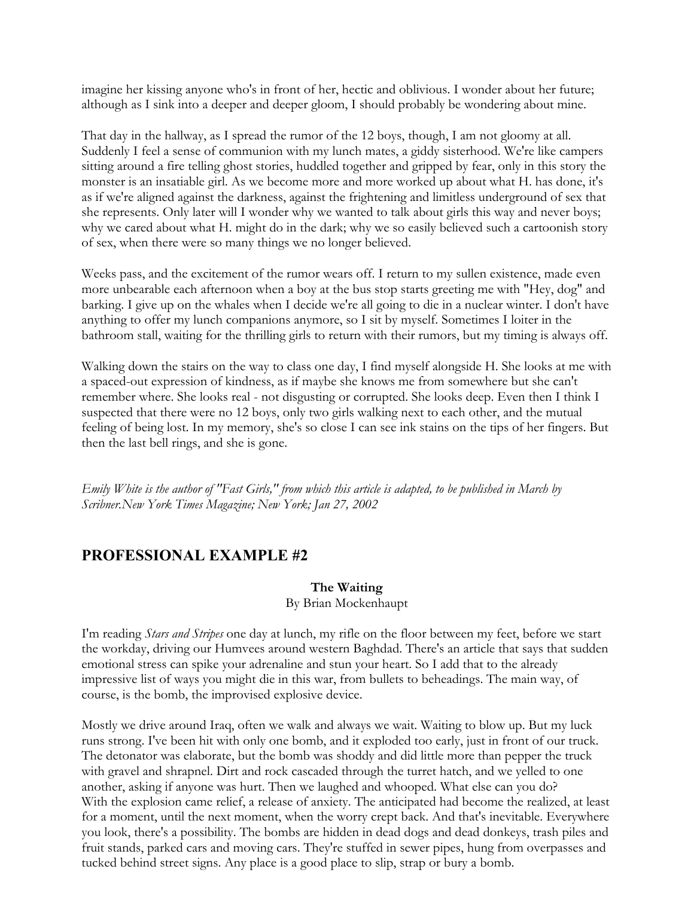imagine her kissing anyone who's in front of her, hectic and oblivious. I wonder about her future; although as I sink into a deeper and deeper gloom, I should probably be wondering about mine.

That day in the hallway, as I spread the rumor of the 12 boys, though, I am not gloomy at all. Suddenly I feel a sense of communion with my lunch mates, a giddy sisterhood. We're like campers sitting around a fire telling ghost stories, huddled together and gripped by fear, only in this story the monster is an insatiable girl. As we become more and more worked up about what H. has done, it's as if we're aligned against the darkness, against the frightening and limitless underground of sex that she represents. Only later will I wonder why we wanted to talk about girls this way and never boys; why we cared about what H. might do in the dark; why we so easily believed such a cartoonish story of sex, when there were so many things we no longer believed.

Weeks pass, and the excitement of the rumor wears off. I return to my sullen existence, made even more unbearable each afternoon when a boy at the bus stop starts greeting me with "Hey, dog" and barking. I give up on the whales when I decide we're all going to die in a nuclear winter. I don't have anything to offer my lunch companions anymore, so I sit by myself. Sometimes I loiter in the bathroom stall, waiting for the thrilling girls to return with their rumors, but my timing is always off.

Walking down the stairs on the way to class one day, I find myself alongside H. She looks at me with a spaced-out expression of kindness, as if maybe she knows me from somewhere but she can't remember where. She looks real - not disgusting or corrupted. She looks deep. Even then I think I suspected that there were no 12 boys, only two girls walking next to each other, and the mutual feeling of being lost. In my memory, she's so close I can see ink stains on the tips of her fingers. But then the last bell rings, and she is gone.

*Emily White is the author of "Fast Girls," from which this article is adapted, to be published in March by Scribner.New York Times Magazine; New York; Jan 27, 2002*

## PROFESSIONAL EXAMPLE #2

**The Waiting**
By Brian Mockenhaupt

I'm reading *Stars and Stripes* one day at lunch, my rifle on the floor between my feet, before we start the workday, driving our Humvees around western Baghdad. There's an article that says that sudden emotional stress can spike your adrenaline and stun your heart. So I add that to the already impressive list of ways you might die in this war, from bullets to beheadings. The main way, of course, is the bomb, the improvised explosive device.

Mostly we drive around Iraq, often we walk and always we wait. Waiting to blow up. But my luck runs strong. I've been hit with only one bomb, and it exploded too early, just in front of our truck. The detonator was elaborate, but the bomb was shoddy and did little more than pepper the truck with gravel and shrapnel. Dirt and rock cascaded through the turret hatch, and we yelled to one another, asking if anyone was hurt. Then we laughed and whooped. What else can you do?
With the explosion came relief, a release of anxiety. The anticipated had become the realized, at least for a moment, until the next moment, when the worry crept back. And that's inevitable. Everywhere you look, there's a possibility. The bombs are hidden in dead dogs and dead donkeys, trash piles and fruit stands, parked cars and moving cars. They're stuffed in sewer pipes, hung from overpasses and tucked behind street signs. Any place is a good place to slip, strap or bury a bomb.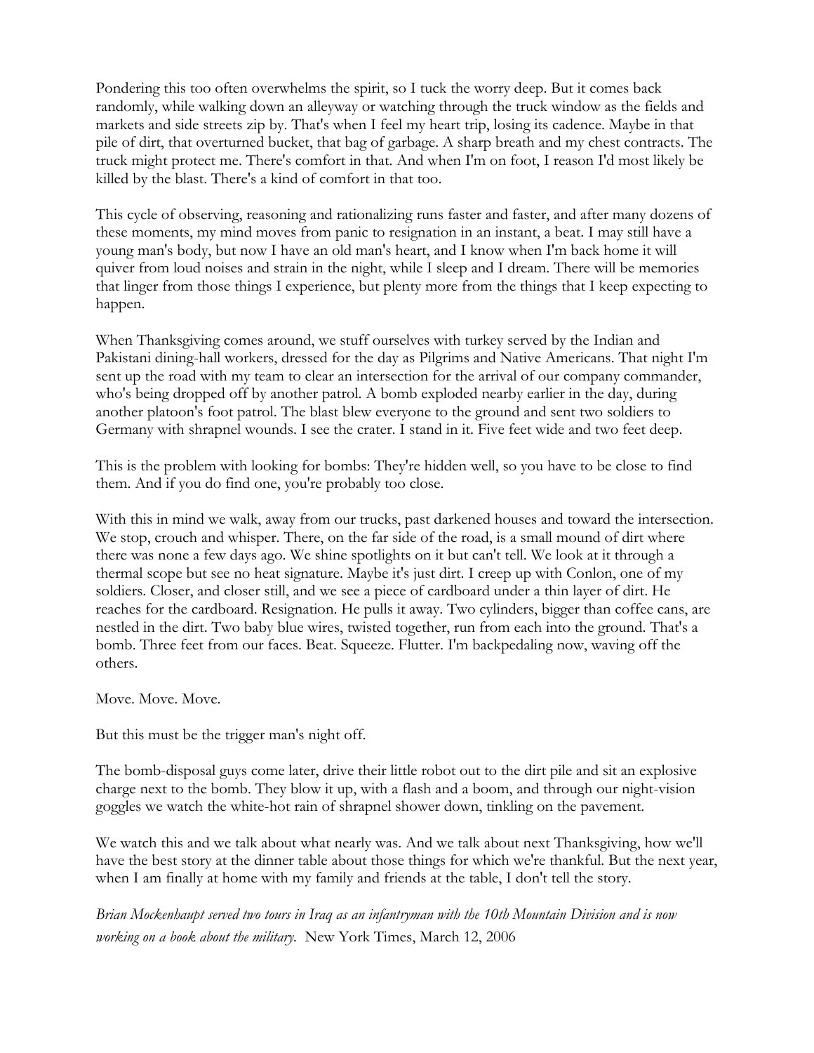Pondering this too often overwhelms the spirit, so I tuck the worry deep. But it comes back randomly, while walking down an alleyway or watching through the truck window as the fields and markets and side streets zip by. That's when I feel my heart trip, losing its cadence. Maybe in that pile of dirt, that overturned bucket, that bag of garbage. A sharp breath and my chest contracts. The truck might protect me. There's comfort in that. And when I'm on foot, I reason I'd most likely be killed by the blast. There's a kind of comfort in that too.

This cycle of observing, reasoning and rationalizing runs faster and faster, and after many dozens of these moments, my mind moves from panic to resignation in an instant, a beat. I may still have a young man's body, but now I have an old man's heart, and I know when I'm back home it will quiver from loud noises and strain in the night, while I sleep and I dream. There will be memories that linger from those things I experience, but plenty more from the things that I keep expecting to happen.

When Thanksgiving comes around, we stuff ourselves with turkey served by the Indian and Pakistani dining-hall workers, dressed for the day as Pilgrims and Native Americans. That night I'm sent up the road with my team to clear an intersection for the arrival of our company commander, who's being dropped off by another patrol. A bomb exploded nearby earlier in the day, during another platoon's foot patrol. The blast blew everyone to the ground and sent two soldiers to Germany with shrapnel wounds. I see the crater. I stand in it. Five feet wide and two feet deep.

This is the problem with looking for bombs: They're hidden well, so you have to be close to find them. And if you do find one, you're probably too close.

With this in mind we walk, away from our trucks, past darkened houses and toward the intersection. We stop, crouch and whisper. There, on the far side of the road, is a small mound of dirt where there was none a few days ago. We shine spotlights on it but can't tell. We look at it through a thermal scope but see no heat signature. Maybe it's just dirt. I creep up with Conlon, one of my soldiers. Closer, and closer still, and we see a piece of cardboard under a thin layer of dirt. He reaches for the cardboard. Resignation. He pulls it away. Two cylinders, bigger than coffee cans, are nestled in the dirt. Two baby blue wires, twisted together, run from each into the ground. That's a bomb. Three feet from our faces. Beat. Squeeze. Flutter. I'm backpedaling now, waving off the others.

Move. Move. Move.

But this must be the trigger man's night off.

The bomb-disposal guys come later, drive their little robot out to the dirt pile and sit an explosive charge next to the bomb. They blow it up, with a flash and a boom, and through our night-vision goggles we watch the white-hot rain of shrapnel shower down, tinkling on the pavement.

We watch this and we talk about what nearly was. And we talk about next Thanksgiving, how we'll have the best story at the dinner table about those things for which we're thankful. But the next year, when I am finally at home with my family and friends at the table, I don't tell the story.

*Brian Mockenhaupt served two tours in Iraq as an infantryman with the 10th Mountain Division and is now working on a book about the military.* New York Times, March 12, 2006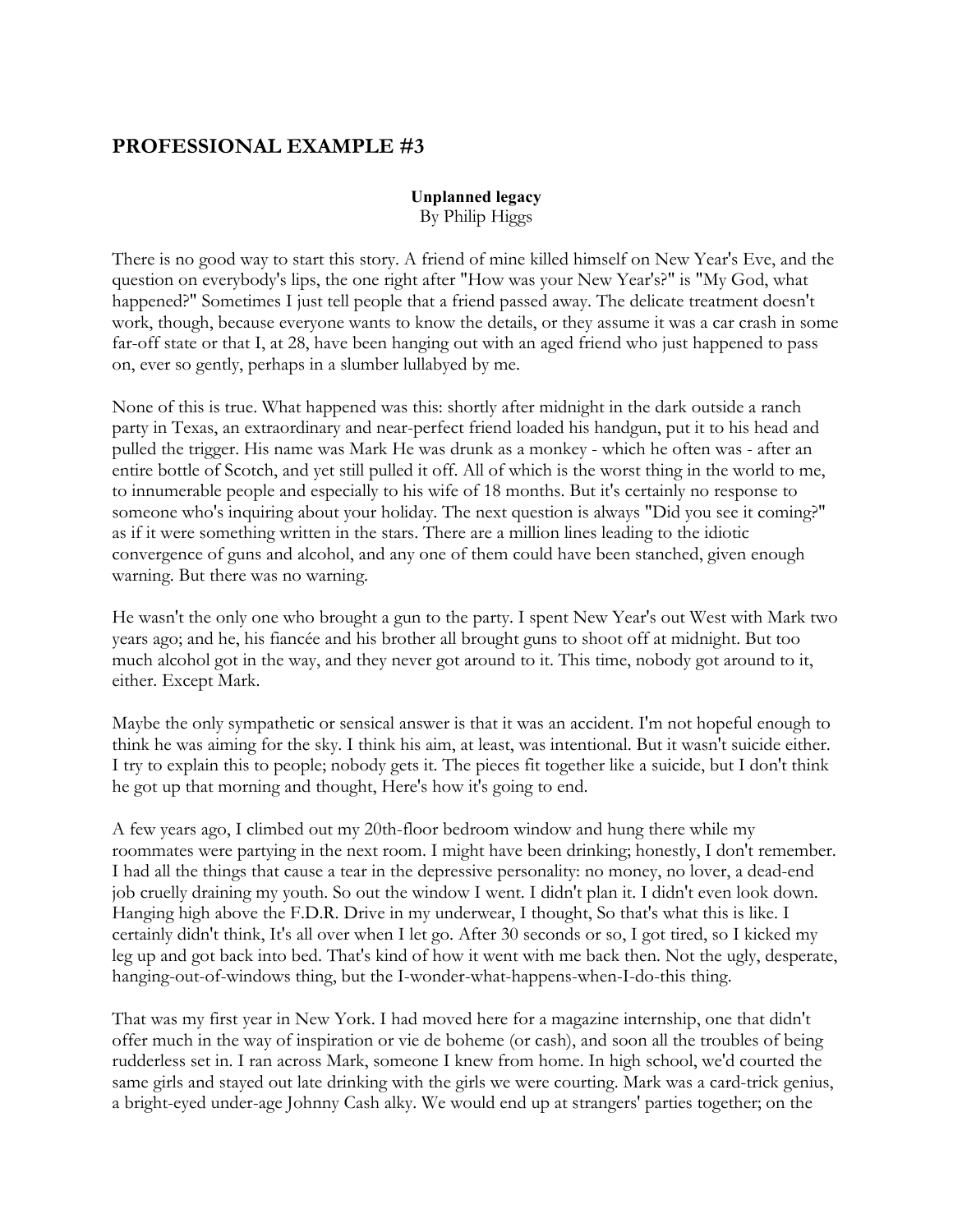## PROFESSIONAL EXAMPLE #3

**Unplanned legacy**
By Philip Higgs

There is no good way to start this story. A friend of mine killed himself on New Year's Eve, and the question on everybody's lips, the one right after "How was your New Year's?" is "My God, what happened?" Sometimes I just tell people that a friend passed away. The delicate treatment doesn't work, though, because everyone wants to know the details, or they assume it was a car crash in some far-off state or that I, at 28, have been hanging out with an aged friend who just happened to pass on, ever so gently, perhaps in a slumber lullabyed by me.

None of this is true. What happened was this: shortly after midnight in the dark outside a ranch party in Texas, an extraordinary and near-perfect friend loaded his handgun, put it to his head and pulled the trigger. His name was Mark He was drunk as a monkey - which he often was - after an entire bottle of Scotch, and yet still pulled it off. All of which is the worst thing in the world to me, to innumerable people and especially to his wife of 18 months. But it's certainly no response to someone who's inquiring about your holiday. The next question is always "Did you see it coming?" as if it were something written in the stars. There are a million lines leading to the idiotic convergence of guns and alcohol, and any one of them could have been stanched, given enough warning. But there was no warning.

He wasn't the only one who brought a gun to the party. I spent New Year's out West with Mark two years ago; and he, his fiancée and his brother all brought guns to shoot off at midnight. But too much alcohol got in the way, and they never got around to it. This time, nobody got around to it, either. Except Mark.

Maybe the only sympathetic or sensical answer is that it was an accident. I'm not hopeful enough to think he was aiming for the sky. I think his aim, at least, was intentional. But it wasn't suicide either. I try to explain this to people; nobody gets it. The pieces fit together like a suicide, but I don't think he got up that morning and thought, Here's how it's going to end.

A few years ago, I climbed out my 20th-floor bedroom window and hung there while my roommates were partying in the next room. I might have been drinking; honestly, I don't remember. I had all the things that cause a tear in the depressive personality: no money, no lover, a dead-end job cruelly draining my youth. So out the window I went. I didn't plan it. I didn't even look down. Hanging high above the F.D.R. Drive in my underwear, I thought, So that's what this is like. I certainly didn't think, It's all over when I let go. After 30 seconds or so, I got tired, so I kicked my leg up and got back into bed. That's kind of how it went with me back then. Not the ugly, desperate, hanging-out-of-windows thing, but the I-wonder-what-happens-when-I-do-this thing.

That was my first year in New York. I had moved here for a magazine internship, one that didn't offer much in the way of inspiration or vie de boheme (or cash), and soon all the troubles of being rudderless set in. I ran across Mark, someone I knew from home. In high school, we'd courted the same girls and stayed out late drinking with the girls we were courting. Mark was a card-trick genius, a bright-eyed under-age Johnny Cash alky. We would end up at strangers' parties together; on the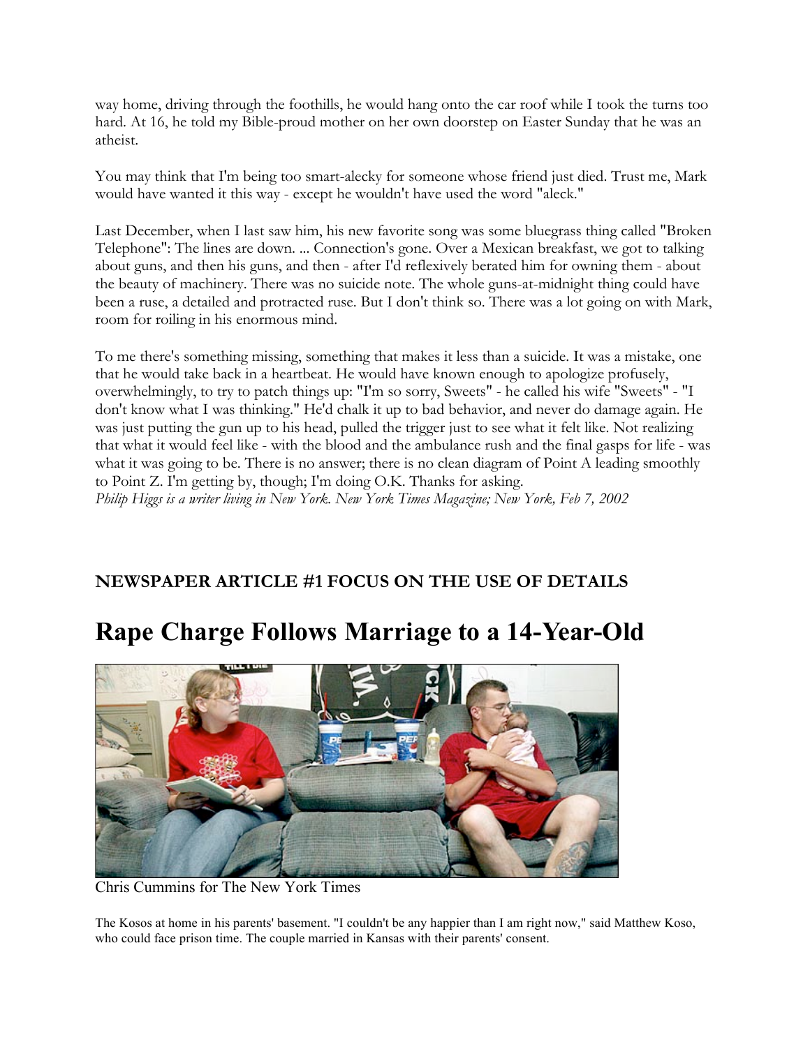way home, driving through the foothills, he would hang onto the car roof while I took the turns too hard. At 16, he told my Bible-proud mother on her own doorstep on Easter Sunday that he was an atheist.

You may think that I'm being too smart-alecky for someone whose friend just died. Trust me, Mark would have wanted it this way - except he wouldn't have used the word "aleck."

Last December, when I last saw him, his new favorite song was some bluegrass thing called "Broken Telephone": The lines are down. ... Connection's gone. Over a Mexican breakfast, we got to talking about guns, and then his guns, and then - after I'd reflexively berated him for owning them - about the beauty of machinery. There was no suicide note. The whole guns-at-midnight thing could have been a ruse, a detailed and protracted ruse. But I don't think so. There was a lot going on with Mark, room for roiling in his enormous mind.

To me there's something missing, something that makes it less than a suicide. It was a mistake, one that he would take back in a heartbeat. He would have known enough to apologize profusely, overwhelmingly, to try to patch things up: "I'm so sorry, Sweets" - he called his wife "Sweets" - "I don't know what I was thinking." He'd chalk it up to bad behavior, and never do damage again. He was just putting the gun up to his head, pulled the trigger just to see what it felt like. Not realizing that what it would feel like - with the blood and the ambulance rush and the final gasps for life - was what it was going to be. There is no answer; there is no clean diagram of Point A leading smoothly to Point Z. I'm getting by, though; I'm doing O.K. Thanks for asking.
*Philip Higgs is a writer living in New York. New York Times Magazine; New York, Feb 7, 2002*

## NEWSPAPER ARTICLE #1 FOCUS ON THE USE OF DETAILS

# Rape Charge Follows Marriage to a 14-Year-Old

Chris Cummins for The New York Times

The Kosos at home in his parents' basement. "I couldn't be any happier than I am right now," said Matthew Koso, who could face prison time. The couple married in Kansas with their parents' consent.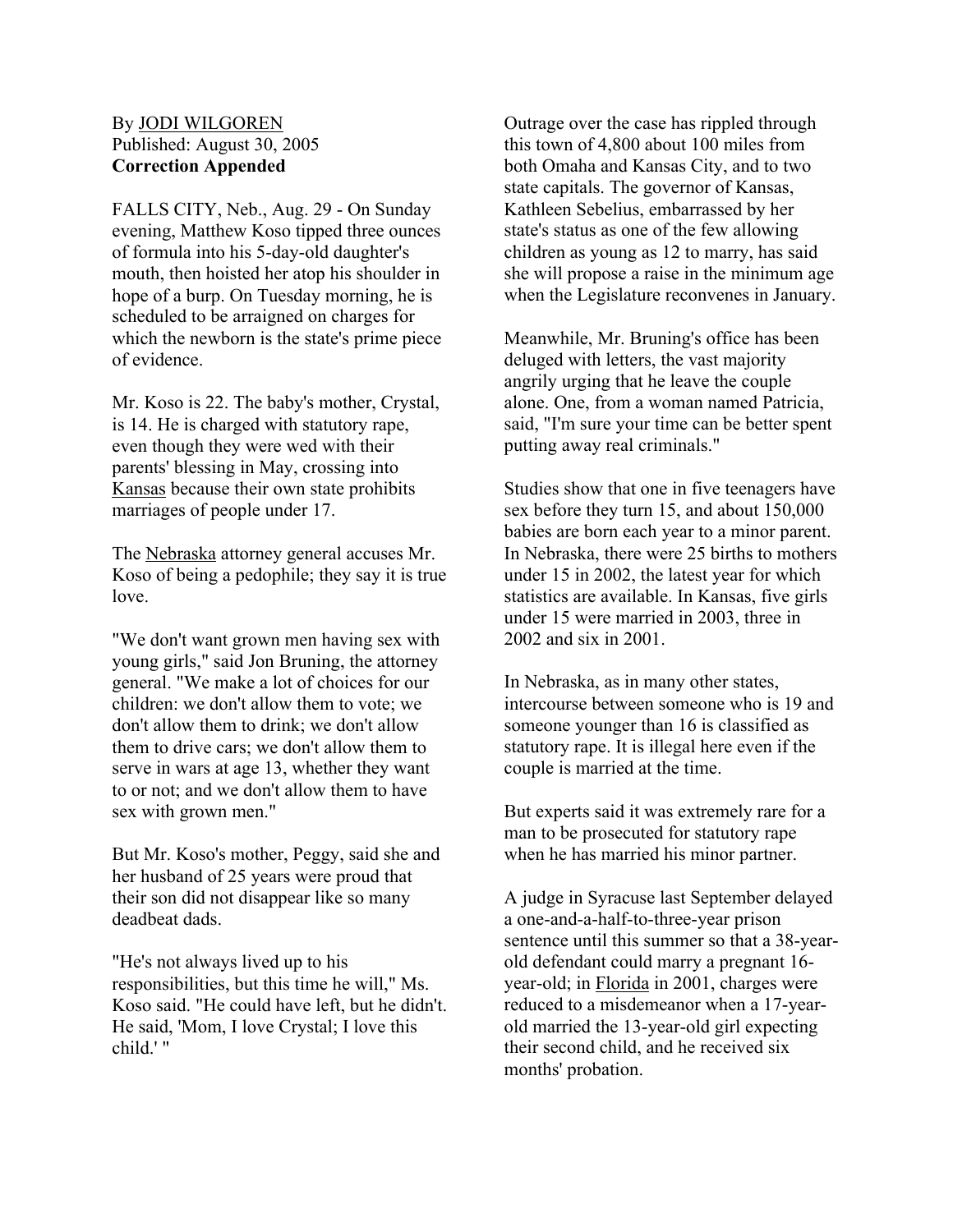By JODI WILGOREN
Published: August 30, 2005
**Correction Appended**

FALLS CITY, Neb., Aug. 29 - On Sunday evening, Matthew Koso tipped three ounces of formula into his 5-day-old daughter's mouth, then hoisted her atop his shoulder in hope of a burp. On Tuesday morning, he is scheduled to be arraigned on charges for which the newborn is the state's prime piece of evidence.

Mr. Koso is 22. The baby's mother, Crystal, is 14. He is charged with statutory rape, even though they were wed with their parents' blessing in May, crossing into Kansas because their own state prohibits marriages of people under 17.

The Nebraska attorney general accuses Mr. Koso of being a pedophile; they say it is true love.

"We don't want grown men having sex with young girls," said Jon Bruning, the attorney general. "We make a lot of choices for our children: we don't allow them to vote; we don't allow them to drink; we don't allow them to drive cars; we don't allow them to serve in wars at age 13, whether they want to or not; and we don't allow them to have sex with grown men."

But Mr. Koso's mother, Peggy, said she and her husband of 25 years were proud that their son did not disappear like so many deadbeat dads.

"He's not always lived up to his responsibilities, but this time he will," Ms. Koso said. "He could have left, but he didn't. He said, 'Mom, I love Crystal; I love this child.' "

Outrage over the case has rippled through this town of 4,800 about 100 miles from both Omaha and Kansas City, and to two state capitals. The governor of Kansas, Kathleen Sebelius, embarrassed by her state's status as one of the few allowing children as young as 12 to marry, has said she will propose a raise in the minimum age when the Legislature reconvenes in January.

Meanwhile, Mr. Bruning's office has been deluged with letters, the vast majority angrily urging that he leave the couple alone. One, from a woman named Patricia, said, "I'm sure your time can be better spent putting away real criminals."

Studies show that one in five teenagers have sex before they turn 15, and about 150,000 babies are born each year to a minor parent. In Nebraska, there were 25 births to mothers under 15 in 2002, the latest year for which statistics are available. In Kansas, five girls under 15 were married in 2003, three in 2002 and six in 2001.

In Nebraska, as in many other states, intercourse between someone who is 19 and someone younger than 16 is classified as statutory rape. It is illegal here even if the couple is married at the time.

But experts said it was extremely rare for a man to be prosecuted for statutory rape when he has married his minor partner.

A judge in Syracuse last September delayed a one-and-a-half-to-three-year prison sentence until this summer so that a 38-year-old defendant could marry a pregnant 16-year-old; in Florida in 2001, charges were reduced to a misdemeanor when a 17-year-old married the 13-year-old girl expecting their second child, and he received six months' probation.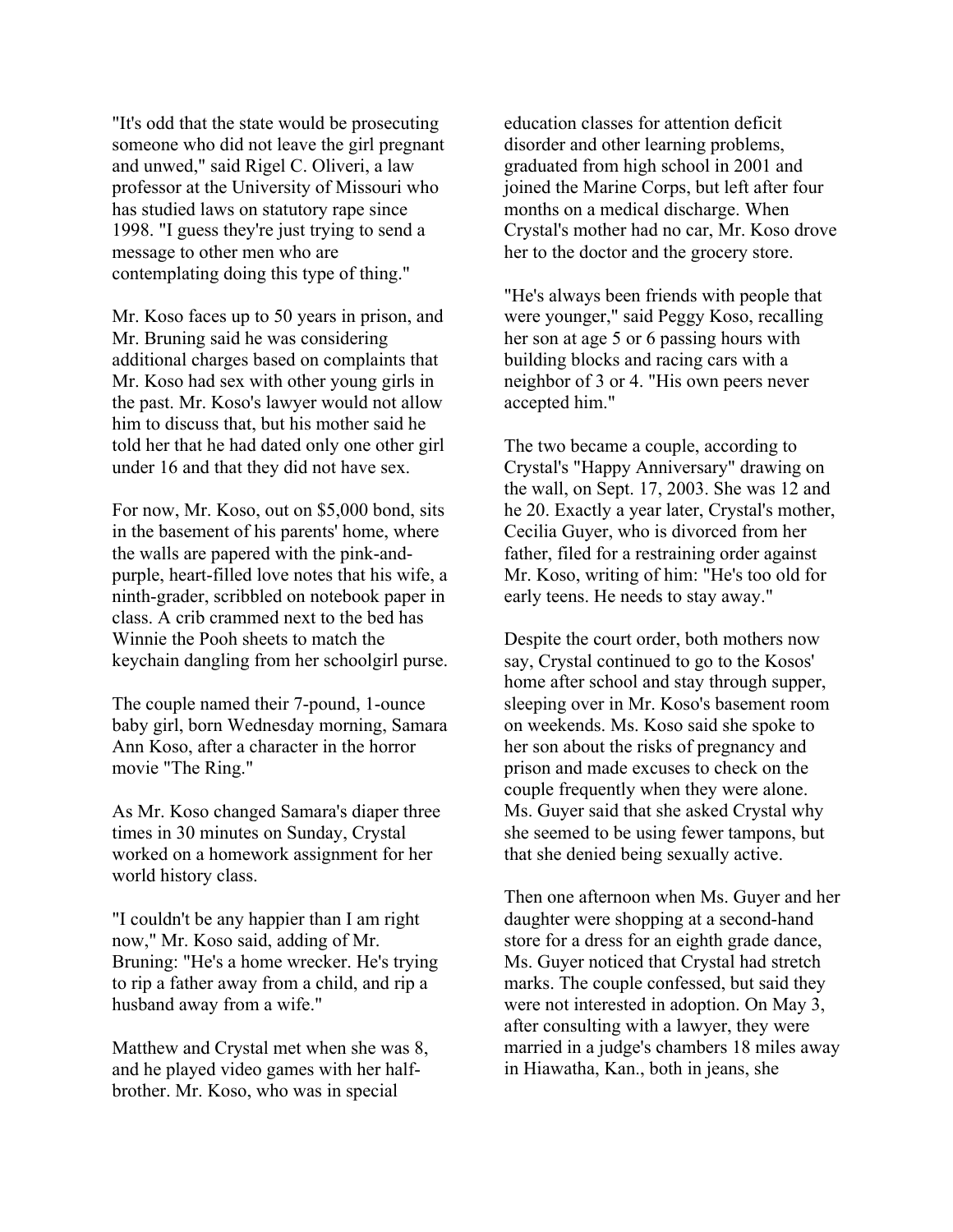"It's odd that the state would be prosecuting someone who did not leave the girl pregnant and unwed," said Rigel C. Oliveri, a law professor at the University of Missouri who has studied laws on statutory rape since 1998. "I guess they're just trying to send a message to other men who are contemplating doing this type of thing."

Mr. Koso faces up to 50 years in prison, and Mr. Bruning said he was considering additional charges based on complaints that Mr. Koso had sex with other young girls in the past. Mr. Koso's lawyer would not allow him to discuss that, but his mother said he told her that he had dated only one other girl under 16 and that they did not have sex.

For now, Mr. Koso, out on $5,000 bond, sits in the basement of his parents' home, where the walls are papered with the pink-and-purple, heart-filled love notes that his wife, a ninth-grader, scribbled on notebook paper in class. A crib crammed next to the bed has Winnie the Pooh sheets to match the keychain dangling from her schoolgirl purse.

The couple named their 7-pound, 1-ounce baby girl, born Wednesday morning, Samara Ann Koso, after a character in the horror movie "The Ring."

As Mr. Koso changed Samara's diaper three times in 30 minutes on Sunday, Crystal worked on a homework assignment for her world history class.

"I couldn't be any happier than I am right now," Mr. Koso said, adding of Mr. Bruning: "He's a home wrecker. He's trying to rip a father away from a child, and rip a husband away from a wife."

Matthew and Crystal met when she was 8, and he played video games with her half-brother. Mr. Koso, who was in special education classes for attention deficit disorder and other learning problems, graduated from high school in 2001 and joined the Marine Corps, but left after four months on a medical discharge. When Crystal's mother had no car, Mr. Koso drove her to the doctor and the grocery store.

"He's always been friends with people that were younger," said Peggy Koso, recalling her son at age 5 or 6 passing hours with building blocks and racing cars with a neighbor of 3 or 4. "His own peers never accepted him."

The two became a couple, according to Crystal's "Happy Anniversary" drawing on the wall, on Sept. 17, 2003. She was 12 and he 20. Exactly a year later, Crystal's mother, Cecilia Guyer, who is divorced from her father, filed for a restraining order against Mr. Koso, writing of him: "He's too old for early teens. He needs to stay away."

Despite the court order, both mothers now say, Crystal continued to go to the Kosos' home after school and stay through supper, sleeping over in Mr. Koso's basement room on weekends. Ms. Koso said she spoke to her son about the risks of pregnancy and prison and made excuses to check on the couple frequently when they were alone. Ms. Guyer said that she asked Crystal why she seemed to be using fewer tampons, but that she denied being sexually active.

Then one afternoon when Ms. Guyer and her daughter were shopping at a second-hand store for a dress for an eighth grade dance, Ms. Guyer noticed that Crystal had stretch marks. The couple confessed, but said they were not interested in adoption. On May 3, after consulting with a lawyer, they were married in a judge's chambers 18 miles away in Hiawatha, Kan., both in jeans, she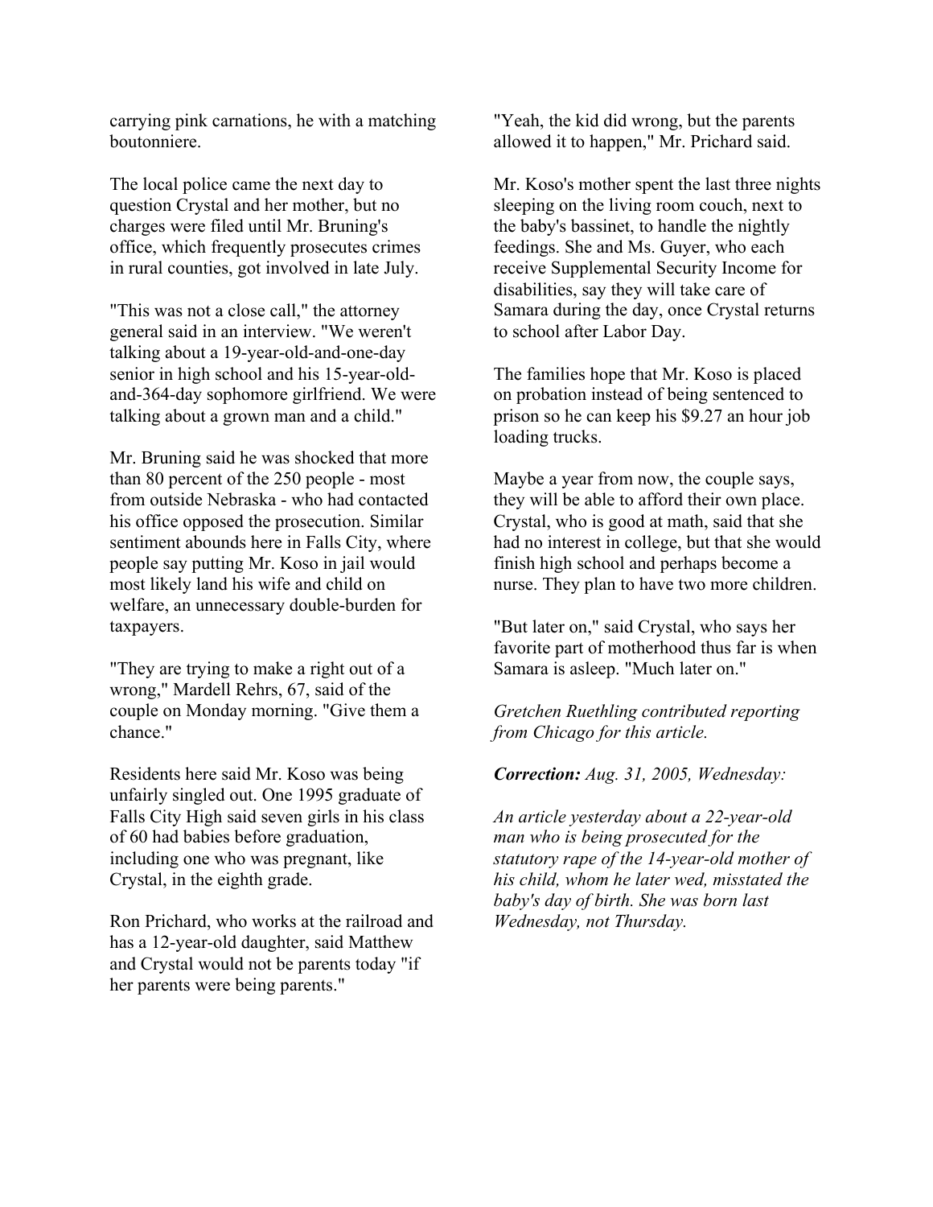carrying pink carnations, he with a matching boutonniere.

The local police came the next day to question Crystal and her mother, but no charges were filed until Mr. Bruning's office, which frequently prosecutes crimes in rural counties, got involved in late July.

"This was not a close call," the attorney general said in an interview. "We weren't talking about a 19-year-old-and-one-day senior in high school and his 15-year-old-and-364-day sophomore girlfriend. We were talking about a grown man and a child."

Mr. Bruning said he was shocked that more than 80 percent of the 250 people - most from outside Nebraska - who had contacted his office opposed the prosecution. Similar sentiment abounds here in Falls City, where people say putting Mr. Koso in jail would most likely land his wife and child on welfare, an unnecessary double-burden for taxpayers.

"They are trying to make a right out of a wrong," Mardell Rehrs, 67, said of the couple on Monday morning. "Give them a chance."

Residents here said Mr. Koso was being unfairly singled out. One 1995 graduate of Falls City High said seven girls in his class of 60 had babies before graduation, including one who was pregnant, like Crystal, in the eighth grade.

Ron Prichard, who works at the railroad and has a 12-year-old daughter, said Matthew and Crystal would not be parents today "if her parents were being parents."

"Yeah, the kid did wrong, but the parents allowed it to happen," Mr. Prichard said.

Mr. Koso's mother spent the last three nights sleeping on the living room couch, next to the baby's bassinet, to handle the nightly feedings. She and Ms. Guyer, who each receive Supplemental Security Income for disabilities, say they will take care of Samara during the day, once Crystal returns to school after Labor Day.

The families hope that Mr. Koso is placed on probation instead of being sentenced to prison so he can keep his $9.27 an hour job loading trucks.

Maybe a year from now, the couple says, they will be able to afford their own place. Crystal, who is good at math, said that she had no interest in college, but that she would finish high school and perhaps become a nurse. They plan to have two more children.

"But later on," said Crystal, who says her favorite part of motherhood thus far is when Samara is asleep. "Much later on."

*Gretchen Ruethling contributed reporting from Chicago for this article.*

***Correction:** Aug. 31, 2005, Wednesday:*

*An article yesterday about a 22-year-old man who is being prosecuted for the statutory rape of the 14-year-old mother of his child, whom he later wed, misstated the baby's day of birth. She was born last Wednesday, not Thursday.*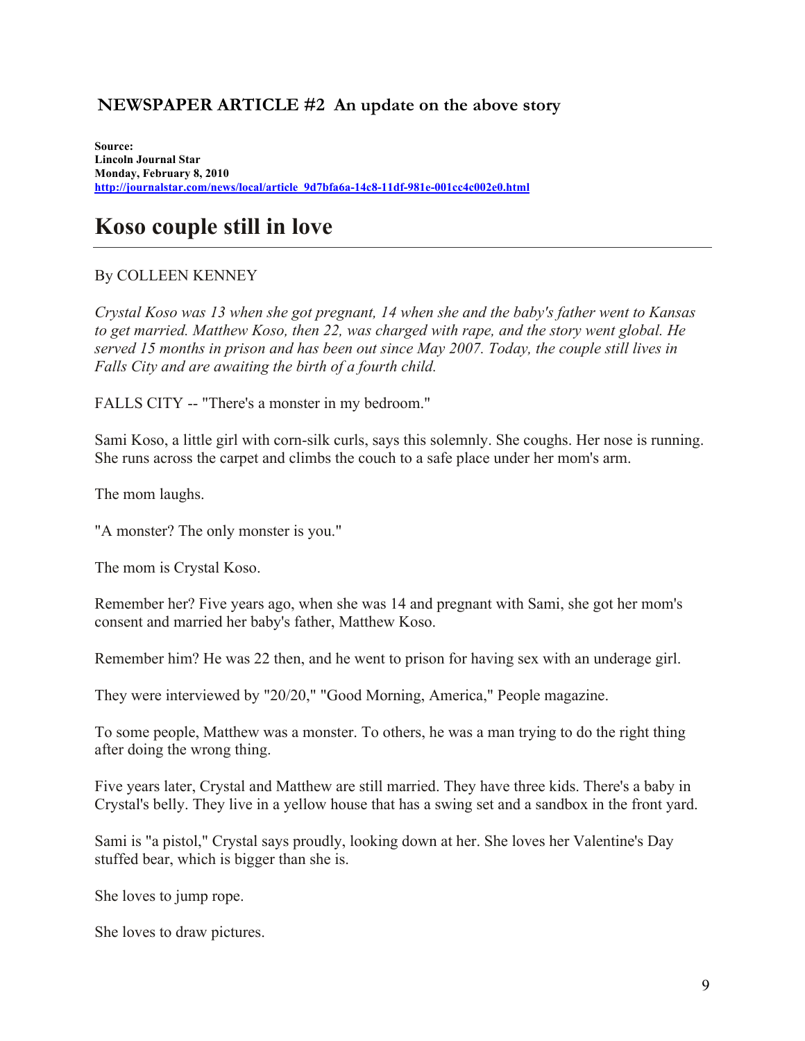## NEWSPAPER ARTICLE #2 An update on the above story

**Source:**
**Lincoln Journal Star**
**Monday, February 8, 2010**
**http://journalstar.com/news/local/article_9d7bfa6a-14c8-11df-981e-001cc4c002e0.html**

# Koso couple still in love

By COLLEEN KENNEY

*Crystal Koso was 13 when she got pregnant, 14 when she and the baby's father went to Kansas to get married. Matthew Koso, then 22, was charged with rape, and the story went global. He served 15 months in prison and has been out since May 2007. Today, the couple still lives in Falls City and are awaiting the birth of a fourth child.*

FALLS CITY -- "There's a monster in my bedroom."

Sami Koso, a little girl with corn-silk curls, says this solemnly. She coughs. Her nose is running. She runs across the carpet and climbs the couch to a safe place under her mom's arm.

The mom laughs.

"A monster? The only monster is you."

The mom is Crystal Koso.

Remember her? Five years ago, when she was 14 and pregnant with Sami, she got her mom's consent and married her baby's father, Matthew Koso.

Remember him? He was 22 then, and he went to prison for having sex with an underage girl.

They were interviewed by "20/20," "Good Morning, America," People magazine.

To some people, Matthew was a monster. To others, he was a man trying to do the right thing after doing the wrong thing.

Five years later, Crystal and Matthew are still married. They have three kids. There's a baby in Crystal's belly. They live in a yellow house that has a swing set and a sandbox in the front yard.

Sami is "a pistol," Crystal says proudly, looking down at her. She loves her Valentine's Day stuffed bear, which is bigger than she is.

She loves to jump rope.

She loves to draw pictures.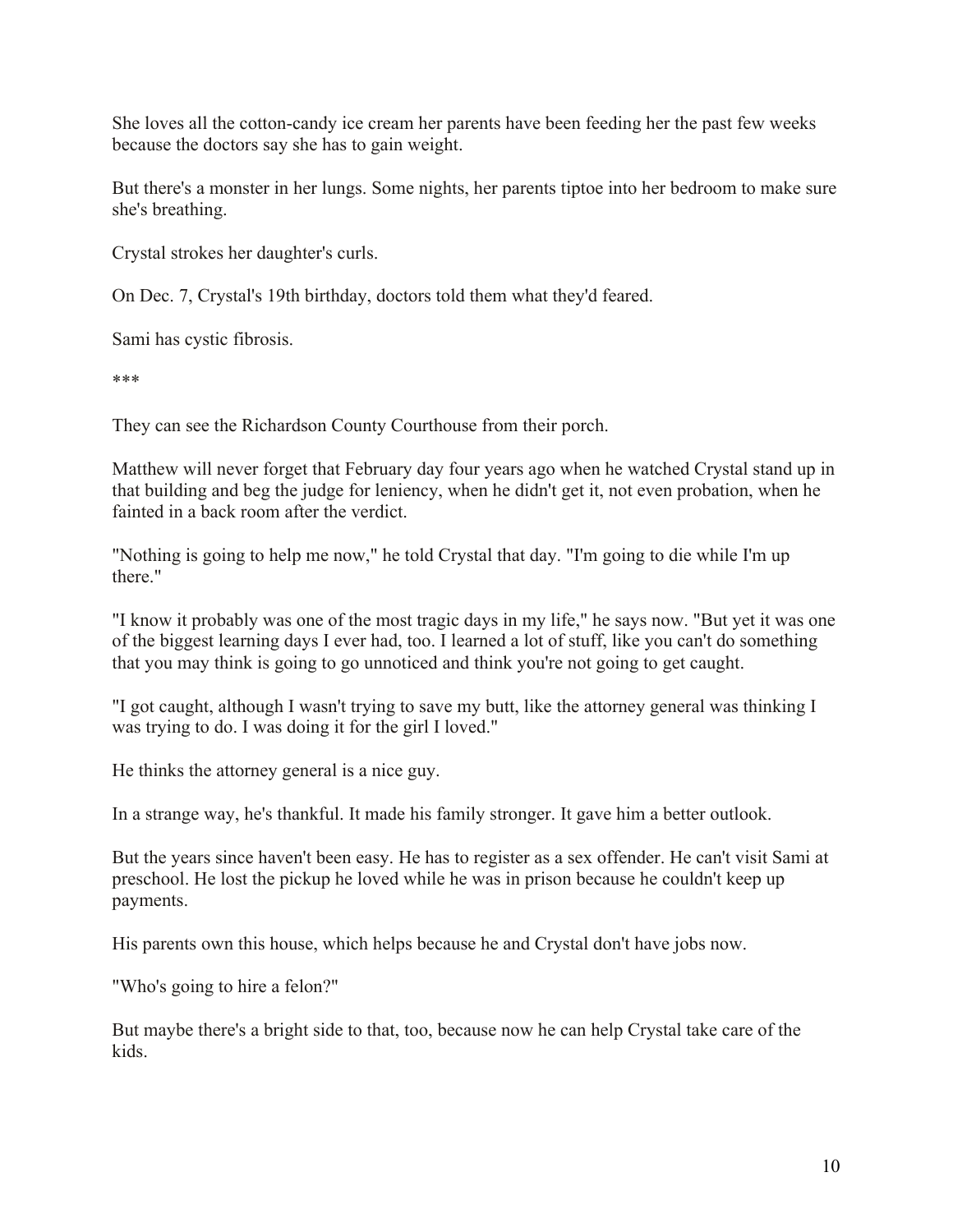She loves all the cotton-candy ice cream her parents have been feeding her the past few weeks because the doctors say she has to gain weight.

But there's a monster in her lungs. Some nights, her parents tiptoe into her bedroom to make sure she's breathing.

Crystal strokes her daughter's curls.

On Dec. 7, Crystal's 19th birthday, doctors told them what they'd feared.

Sami has cystic fibrosis.

***

They can see the Richardson County Courthouse from their porch.

Matthew will never forget that February day four years ago when he watched Crystal stand up in that building and beg the judge for leniency, when he didn't get it, not even probation, when he fainted in a back room after the verdict.

"Nothing is going to help me now," he told Crystal that day. "I'm going to die while I'm up there."

"I know it probably was one of the most tragic days in my life," he says now. "But yet it was one of the biggest learning days I ever had, too. I learned a lot of stuff, like you can't do something that you may think is going to go unnoticed and think you're not going to get caught.

"I got caught, although I wasn't trying to save my butt, like the attorney general was thinking I was trying to do. I was doing it for the girl I loved."

He thinks the attorney general is a nice guy.

In a strange way, he's thankful. It made his family stronger. It gave him a better outlook.

But the years since haven't been easy. He has to register as a sex offender. He can't visit Sami at preschool. He lost the pickup he loved while he was in prison because he couldn't keep up payments.

His parents own this house, which helps because he and Crystal don't have jobs now.

"Who's going to hire a felon?"

But maybe there's a bright side to that, too, because now he can help Crystal take care of the kids.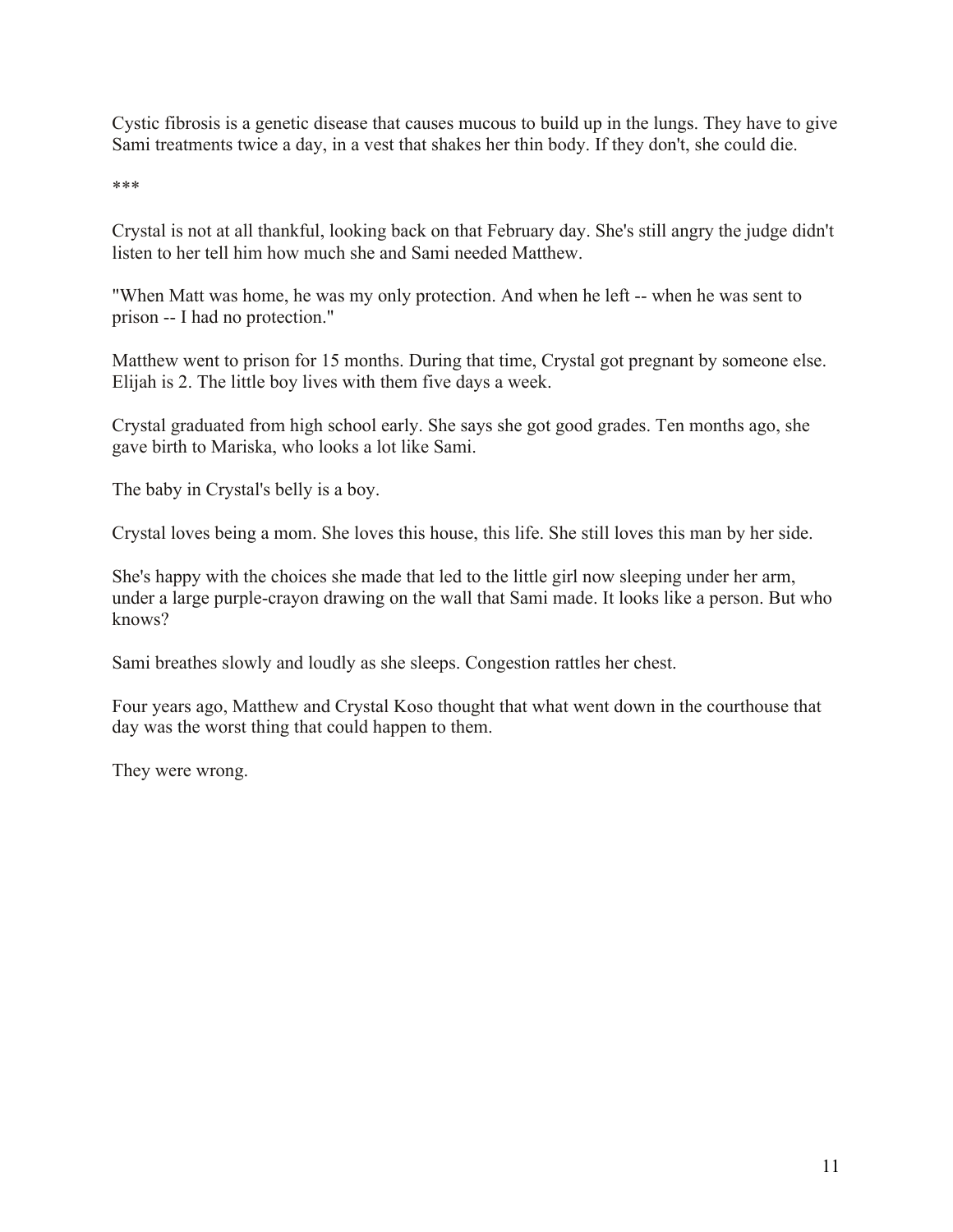Cystic fibrosis is a genetic disease that causes mucous to build up in the lungs. They have to give Sami treatments twice a day, in a vest that shakes her thin body. If they don't, she could die.

***

Crystal is not at all thankful, looking back on that February day. She's still angry the judge didn't listen to her tell him how much she and Sami needed Matthew.

"When Matt was home, he was my only protection. And when he left -- when he was sent to prison -- I had no protection."

Matthew went to prison for 15 months. During that time, Crystal got pregnant by someone else. Elijah is 2. The little boy lives with them five days a week.

Crystal graduated from high school early. She says she got good grades. Ten months ago, she gave birth to Mariska, who looks a lot like Sami.

The baby in Crystal's belly is a boy.

Crystal loves being a mom. She loves this house, this life. She still loves this man by her side.

She's happy with the choices she made that led to the little girl now sleeping under her arm, under a large purple-crayon drawing on the wall that Sami made. It looks like a person. But who knows?

Sami breathes slowly and loudly as she sleeps. Congestion rattles her chest.

Four years ago, Matthew and Crystal Koso thought that what went down in the courthouse that day was the worst thing that could happen to them.

They were wrong.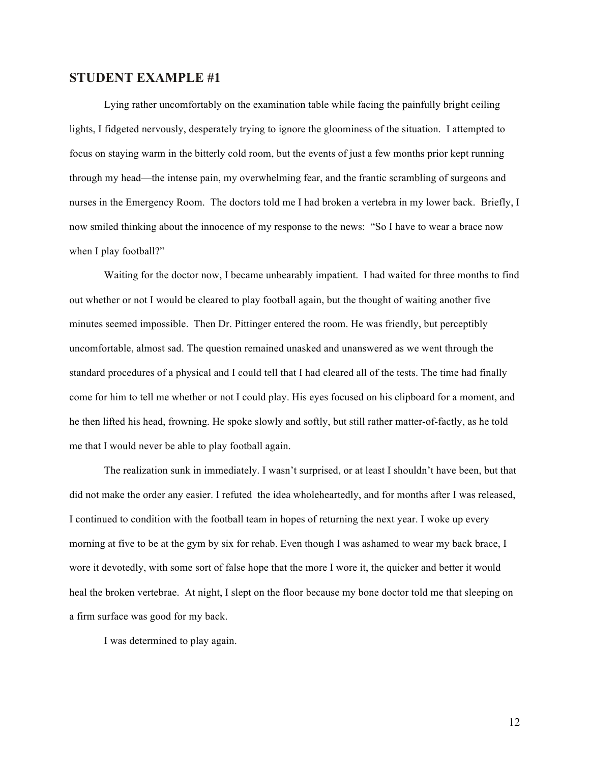## STUDENT EXAMPLE #1

Lying rather uncomfortably on the examination table while facing the painfully bright ceiling lights, I fidgeted nervously, desperately trying to ignore the gloominess of the situation. I attempted to focus on staying warm in the bitterly cold room, but the events of just a few months prior kept running through my head—the intense pain, my overwhelming fear, and the frantic scrambling of surgeons and nurses in the Emergency Room. The doctors told me I had broken a vertebra in my lower back. Briefly, I now smiled thinking about the innocence of my response to the news: "So I have to wear a brace now when I play football?"

Waiting for the doctor now, I became unbearably impatient. I had waited for three months to find out whether or not I would be cleared to play football again, but the thought of waiting another five minutes seemed impossible. Then Dr. Pittinger entered the room. He was friendly, but perceptibly uncomfortable, almost sad. The question remained unasked and unanswered as we went through the standard procedures of a physical and I could tell that I had cleared all of the tests. The time had finally come for him to tell me whether or not I could play. His eyes focused on his clipboard for a moment, and he then lifted his head, frowning. He spoke slowly and softly, but still rather matter-of-factly, as he told me that I would never be able to play football again.

The realization sunk in immediately. I wasn't surprised, or at least I shouldn't have been, but that did not make the order any easier. I refuted the idea wholeheartedly, and for months after I was released, I continued to condition with the football team in hopes of returning the next year. I woke up every morning at five to be at the gym by six for rehab. Even though I was ashamed to wear my back brace, I wore it devotedly, with some sort of false hope that the more I wore it, the quicker and better it would heal the broken vertebrae. At night, I slept on the floor because my bone doctor told me that sleeping on a firm surface was good for my back.

I was determined to play again.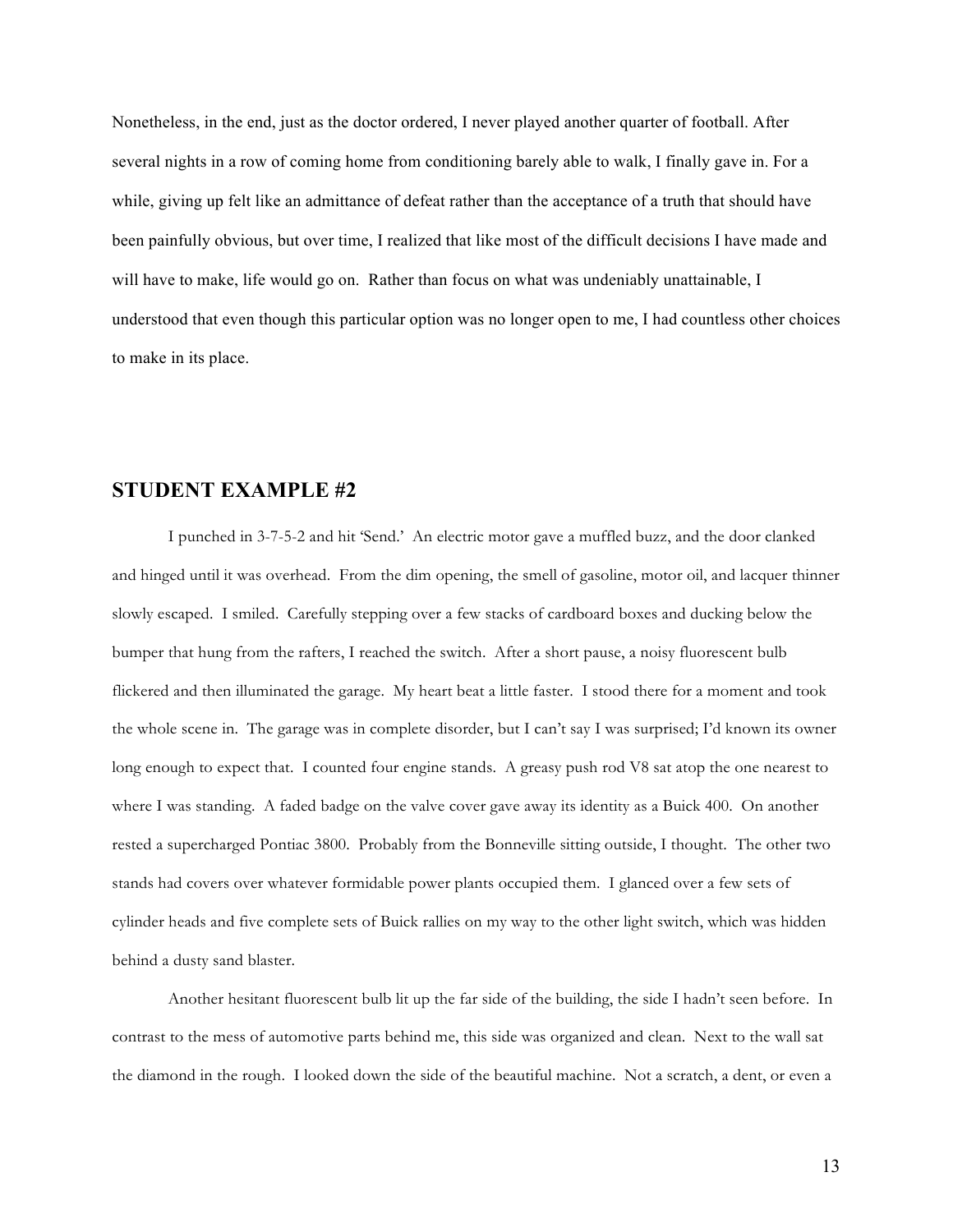Nonetheless, in the end, just as the doctor ordered, I never played another quarter of football. After several nights in a row of coming home from conditioning barely able to walk, I finally gave in. For a while, giving up felt like an admittance of defeat rather than the acceptance of a truth that should have been painfully obvious, but over time, I realized that like most of the difficult decisions I have made and will have to make, life would go on. Rather than focus on what was undeniably unattainable, I understood that even though this particular option was no longer open to me, I had countless other choices to make in its place.

## STUDENT EXAMPLE #2

I punched in 3-7-5-2 and hit 'Send.' An electric motor gave a muffled buzz, and the door clanked and hinged until it was overhead. From the dim opening, the smell of gasoline, motor oil, and lacquer thinner slowly escaped. I smiled. Carefully stepping over a few stacks of cardboard boxes and ducking below the bumper that hung from the rafters, I reached the switch. After a short pause, a noisy fluorescent bulb flickered and then illuminated the garage. My heart beat a little faster. I stood there for a moment and took the whole scene in. The garage was in complete disorder, but I can't say I was surprised; I'd known its owner long enough to expect that. I counted four engine stands. A greasy push rod V8 sat atop the one nearest to where I was standing. A faded badge on the valve cover gave away its identity as a Buick 400. On another rested a supercharged Pontiac 3800. Probably from the Bonneville sitting outside, I thought. The other two stands had covers over whatever formidable power plants occupied them. I glanced over a few sets of cylinder heads and five complete sets of Buick rallies on my way to the other light switch, which was hidden behind a dusty sand blaster.

Another hesitant fluorescent bulb lit up the far side of the building, the side I hadn't seen before. In contrast to the mess of automotive parts behind me, this side was organized and clean. Next to the wall sat the diamond in the rough. I looked down the side of the beautiful machine. Not a scratch, a dent, or even a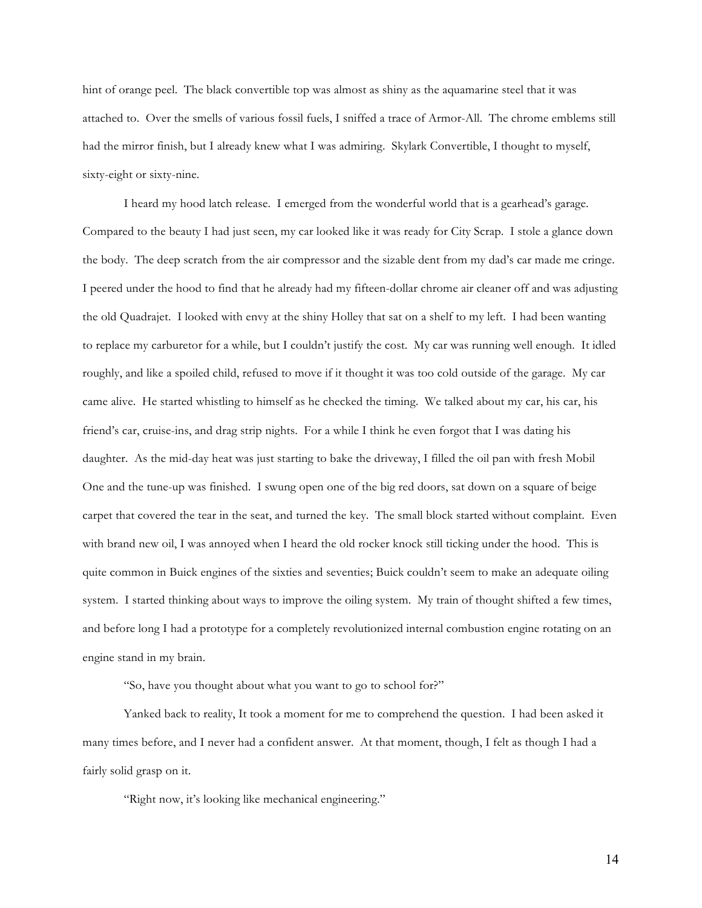hint of orange peel. The black convertible top was almost as shiny as the aquamarine steel that it was attached to. Over the smells of various fossil fuels, I sniffed a trace of Armor-All. The chrome emblems still had the mirror finish, but I already knew what I was admiring. Skylark Convertible, I thought to myself, sixty-eight or sixty-nine.

I heard my hood latch release. I emerged from the wonderful world that is a gearhead's garage. Compared to the beauty I had just seen, my car looked like it was ready for City Scrap. I stole a glance down the body. The deep scratch from the air compressor and the sizable dent from my dad's car made me cringe. I peered under the hood to find that he already had my fifteen-dollar chrome air cleaner off and was adjusting the old Quadrajet. I looked with envy at the shiny Holley that sat on a shelf to my left. I had been wanting to replace my carburetor for a while, but I couldn't justify the cost. My car was running well enough. It idled roughly, and like a spoiled child, refused to move if it thought it was too cold outside of the garage. My car came alive. He started whistling to himself as he checked the timing. We talked about my car, his car, his friend's car, cruise-ins, and drag strip nights. For a while I think he even forgot that I was dating his daughter. As the mid-day heat was just starting to bake the driveway, I filled the oil pan with fresh Mobil One and the tune-up was finished. I swung open one of the big red doors, sat down on a square of beige carpet that covered the tear in the seat, and turned the key. The small block started without complaint. Even with brand new oil, I was annoyed when I heard the old rocker knock still ticking under the hood. This is quite common in Buick engines of the sixties and seventies; Buick couldn't seem to make an adequate oiling system. I started thinking about ways to improve the oiling system. My train of thought shifted a few times, and before long I had a prototype for a completely revolutionized internal combustion engine rotating on an engine stand in my brain.

"So, have you thought about what you want to go to school for?"

Yanked back to reality, It took a moment for me to comprehend the question. I had been asked it many times before, and I never had a confident answer. At that moment, though, I felt as though I had a fairly solid grasp on it.

"Right now, it's looking like mechanical engineering."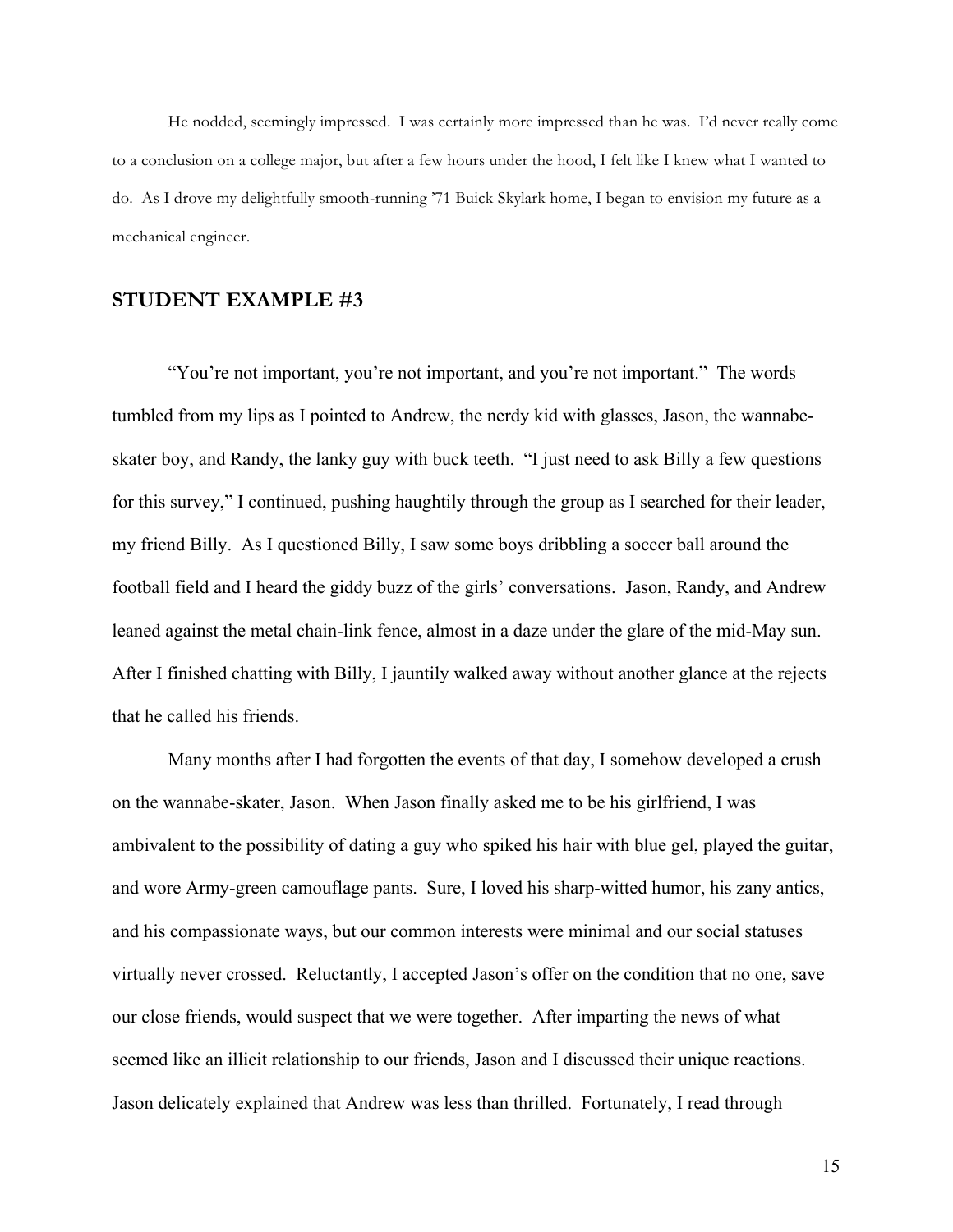He nodded, seemingly impressed. I was certainly more impressed than he was. I'd never really come to a conclusion on a college major, but after a few hours under the hood, I felt like I knew what I wanted to do. As I drove my delightfully smooth-running '71 Buick Skylark home, I began to envision my future as a mechanical engineer.

## STUDENT EXAMPLE #3

"You're not important, you're not important, and you're not important." The words tumbled from my lips as I pointed to Andrew, the nerdy kid with glasses, Jason, the wannabe-skater boy, and Randy, the lanky guy with buck teeth. "I just need to ask Billy a few questions for this survey," I continued, pushing haughtily through the group as I searched for their leader, my friend Billy. As I questioned Billy, I saw some boys dribbling a soccer ball around the football field and I heard the giddy buzz of the girls' conversations. Jason, Randy, and Andrew leaned against the metal chain-link fence, almost in a daze under the glare of the mid-May sun. After I finished chatting with Billy, I jauntily walked away without another glance at the rejects that he called his friends.

Many months after I had forgotten the events of that day, I somehow developed a crush on the wannabe-skater, Jason. When Jason finally asked me to be his girlfriend, I was ambivalent to the possibility of dating a guy who spiked his hair with blue gel, played the guitar, and wore Army-green camouflage pants. Sure, I loved his sharp-witted humor, his zany antics, and his compassionate ways, but our common interests were minimal and our social statuses virtually never crossed. Reluctantly, I accepted Jason's offer on the condition that no one, save our close friends, would suspect that we were together. After imparting the news of what seemed like an illicit relationship to our friends, Jason and I discussed their unique reactions. Jason delicately explained that Andrew was less than thrilled. Fortunately, I read through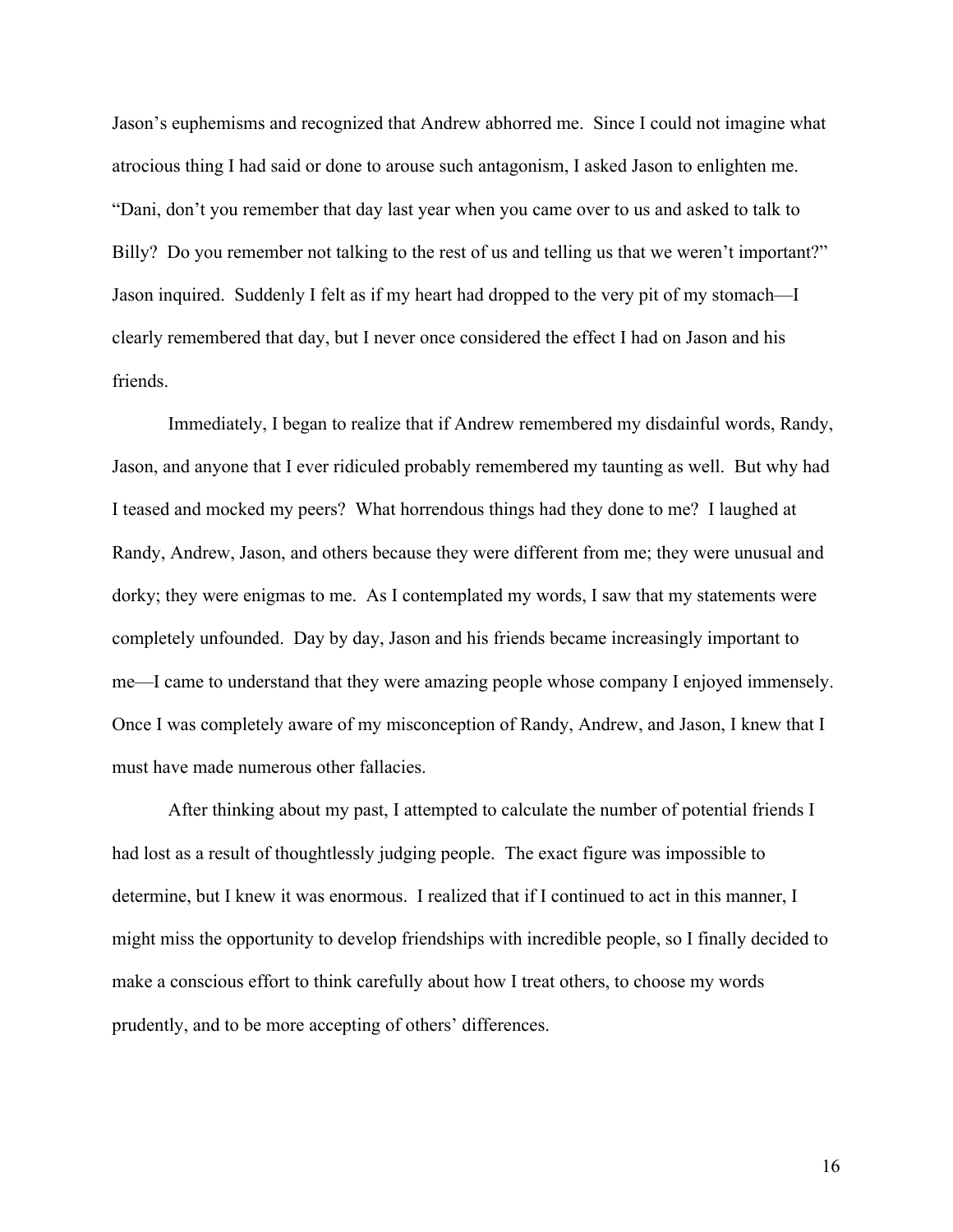Jason's euphemisms and recognized that Andrew abhorred me. Since I could not imagine what atrocious thing I had said or done to arouse such antagonism, I asked Jason to enlighten me. "Dani, don't you remember that day last year when you came over to us and asked to talk to Billy? Do you remember not talking to the rest of us and telling us that we weren't important?" Jason inquired. Suddenly I felt as if my heart had dropped to the very pit of my stomach—I clearly remembered that day, but I never once considered the effect I had on Jason and his friends.

Immediately, I began to realize that if Andrew remembered my disdainful words, Randy, Jason, and anyone that I ever ridiculed probably remembered my taunting as well. But why had I teased and mocked my peers? What horrendous things had they done to me? I laughed at Randy, Andrew, Jason, and others because they were different from me; they were unusual and dorky; they were enigmas to me. As I contemplated my words, I saw that my statements were completely unfounded. Day by day, Jason and his friends became increasingly important to me—I came to understand that they were amazing people whose company I enjoyed immensely. Once I was completely aware of my misconception of Randy, Andrew, and Jason, I knew that I must have made numerous other fallacies.

After thinking about my past, I attempted to calculate the number of potential friends I had lost as a result of thoughtlessly judging people. The exact figure was impossible to determine, but I knew it was enormous. I realized that if I continued to act in this manner, I might miss the opportunity to develop friendships with incredible people, so I finally decided to make a conscious effort to think carefully about how I treat others, to choose my words prudently, and to be more accepting of others' differences.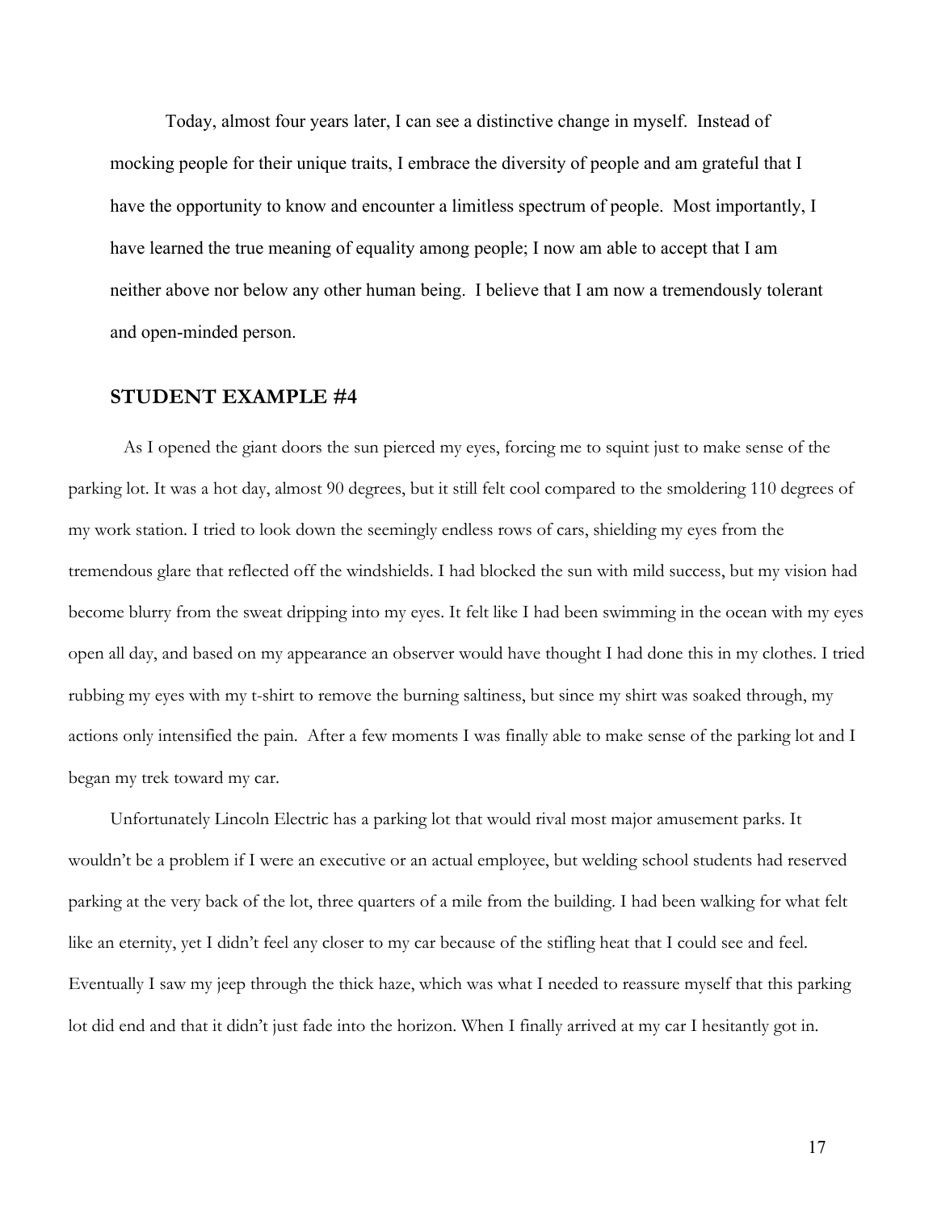Today, almost four years later, I can see a distinctive change in myself. Instead of mocking people for their unique traits, I embrace the diversity of people and am grateful that I have the opportunity to know and encounter a limitless spectrum of people. Most importantly, I have learned the true meaning of equality among people; I now am able to accept that I am neither above nor below any other human being. I believe that I am now a tremendously tolerant and open-minded person.

## STUDENT EXAMPLE #4

As I opened the giant doors the sun pierced my eyes, forcing me to squint just to make sense of the parking lot. It was a hot day, almost 90 degrees, but it still felt cool compared to the smoldering 110 degrees of my work station. I tried to look down the seemingly endless rows of cars, shielding my eyes from the tremendous glare that reflected off the windshields. I had blocked the sun with mild success, but my vision had become blurry from the sweat dripping into my eyes. It felt like I had been swimming in the ocean with my eyes open all day, and based on my appearance an observer would have thought I had done this in my clothes. I tried rubbing my eyes with my t-shirt to remove the burning saltiness, but since my shirt was soaked through, my actions only intensified the pain. After a few moments I was finally able to make sense of the parking lot and I began my trek toward my car.

Unfortunately Lincoln Electric has a parking lot that would rival most major amusement parks. It wouldn't be a problem if I were an executive or an actual employee, but welding school students had reserved parking at the very back of the lot, three quarters of a mile from the building. I had been walking for what felt like an eternity, yet I didn't feel any closer to my car because of the stifling heat that I could see and feel. Eventually I saw my jeep through the thick haze, which was what I needed to reassure myself that this parking lot did end and that it didn't just fade into the horizon. When I finally arrived at my car I hesitantly got in.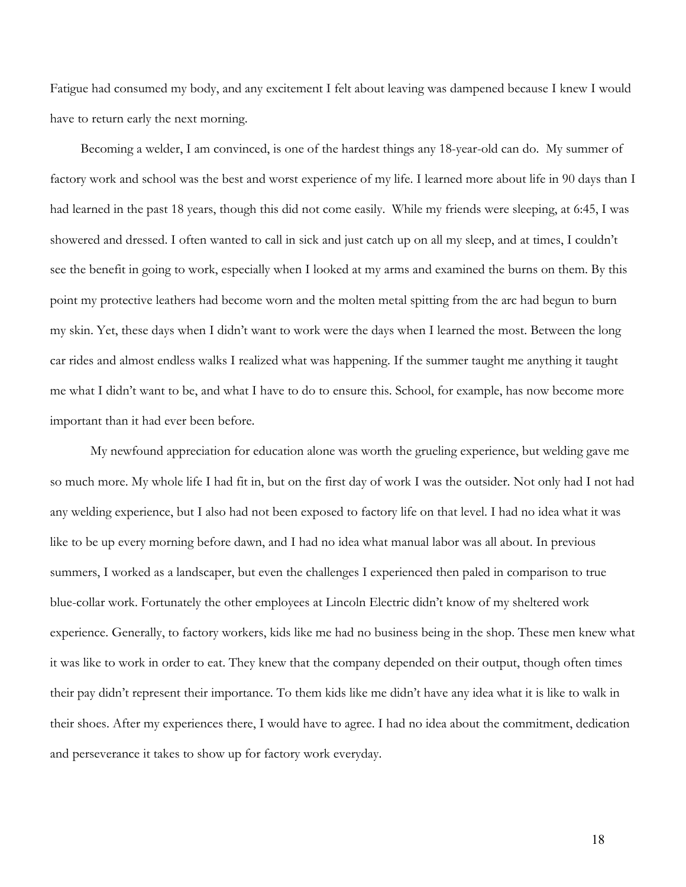Fatigue had consumed my body, and any excitement I felt about leaving was dampened because I knew I would have to return early the next morning.

Becoming a welder, I am convinced, is one of the hardest things any 18-year-old can do. My summer of factory work and school was the best and worst experience of my life. I learned more about life in 90 days than I had learned in the past 18 years, though this did not come easily. While my friends were sleeping, at 6:45, I was showered and dressed. I often wanted to call in sick and just catch up on all my sleep, and at times, I couldn't see the benefit in going to work, especially when I looked at my arms and examined the burns on them. By this point my protective leathers had become worn and the molten metal spitting from the arc had begun to burn my skin. Yet, these days when I didn't want to work were the days when I learned the most. Between the long car rides and almost endless walks I realized what was happening. If the summer taught me anything it taught me what I didn't want to be, and what I have to do to ensure this. School, for example, has now become more important than it had ever been before.

My newfound appreciation for education alone was worth the grueling experience, but welding gave me so much more. My whole life I had fit in, but on the first day of work I was the outsider. Not only had I not had any welding experience, but I also had not been exposed to factory life on that level. I had no idea what it was like to be up every morning before dawn, and I had no idea what manual labor was all about. In previous summers, I worked as a landscaper, but even the challenges I experienced then paled in comparison to true blue-collar work. Fortunately the other employees at Lincoln Electric didn't know of my sheltered work experience. Generally, to factory workers, kids like me had no business being in the shop. These men knew what it was like to work in order to eat. They knew that the company depended on their output, though often times their pay didn't represent their importance. To them kids like me didn't have any idea what it is like to walk in their shoes. After my experiences there, I would have to agree. I had no idea about the commitment, dedication and perseverance it takes to show up for factory work everyday.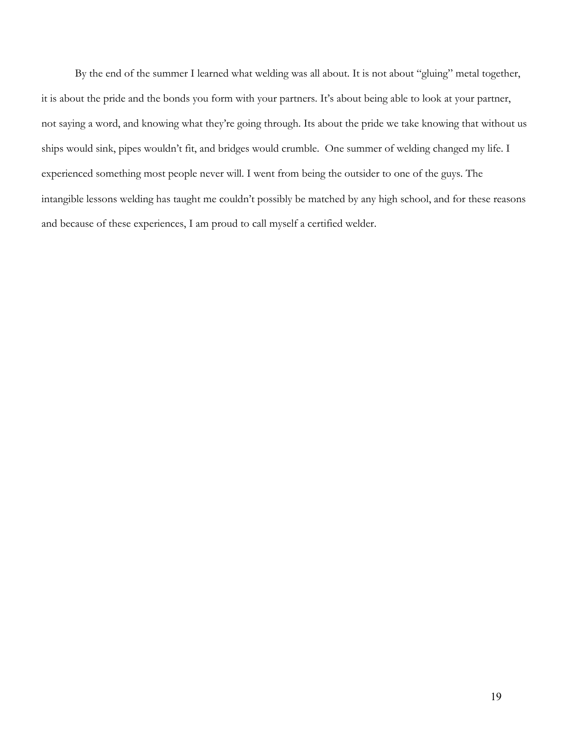By the end of the summer I learned what welding was all about. It is not about "gluing" metal together, it is about the pride and the bonds you form with your partners. It's about being able to look at your partner, not saying a word, and knowing what they're going through. Its about the pride we take knowing that without us ships would sink, pipes wouldn't fit, and bridges would crumble. One summer of welding changed my life. I experienced something most people never will. I went from being the outsider to one of the guys. The intangible lessons welding has taught me couldn't possibly be matched by any high school, and for these reasons and because of these experiences, I am proud to call myself a certified welder.